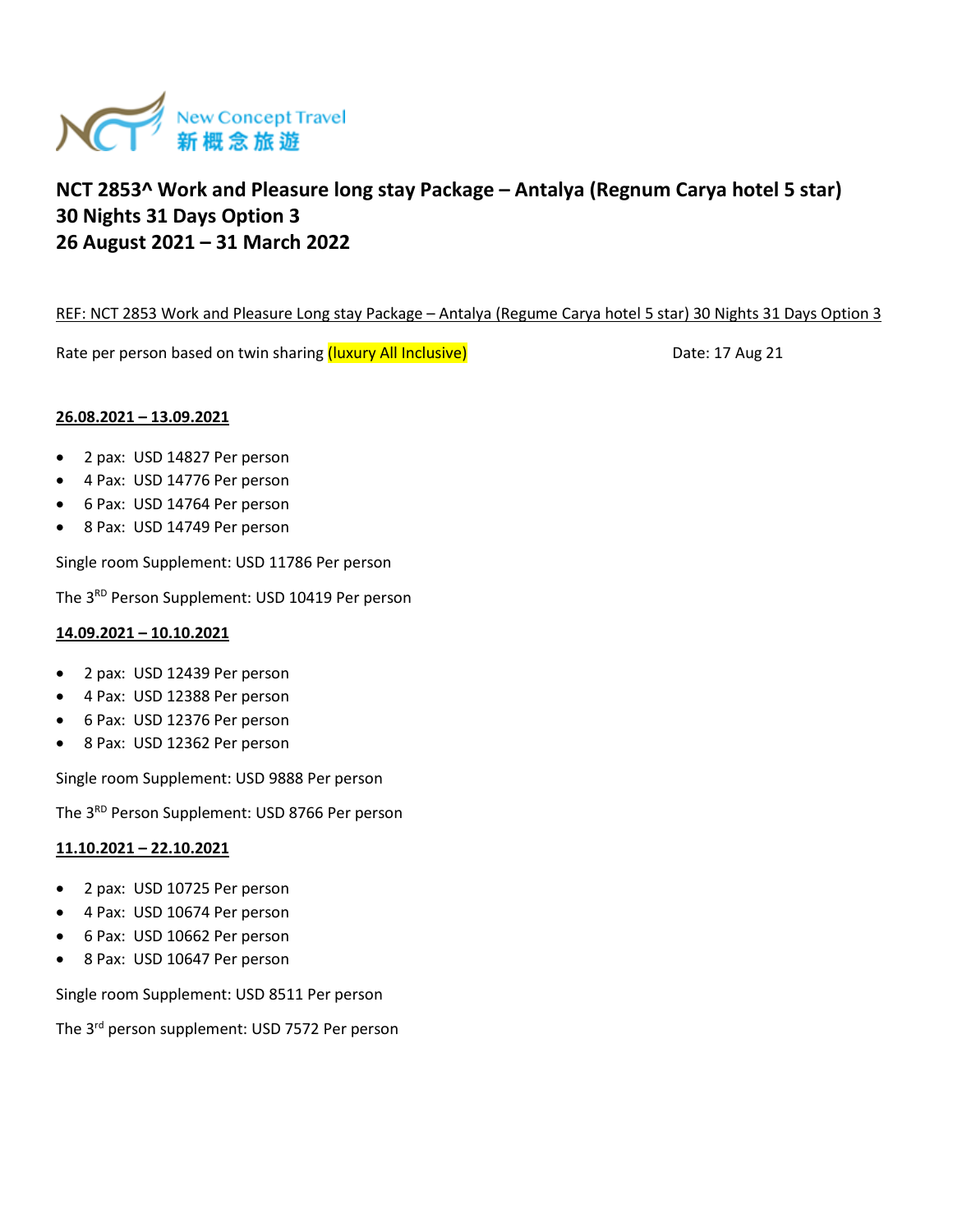New Concept Travel
新概念旅遊

# NCT 2853^ Work and Pleasure long stay Package – Antalya (Regnum Carya hotel 5 star)
# 30 Nights 31 Days Option 3
# 26 August 2021 – 31 March 2022

REF: NCT 2853 Work and Pleasure Long stay Package – Antalya (Regume Carya hotel 5 star) 30 Nights 31 Days Option 3

Rate per person based on twin sharing (luxury All Inclusive) Date: 17 Aug 21

**26.08.2021 – 13.09.2021**

- 2 pax: USD 14827 Per person
- 4 Pax: USD 14776 Per person
- 6 Pax: USD 14764 Per person
- 8 Pax: USD 14749 Per person

Single room Supplement: USD 11786 Per person

The 3RD Person Supplement: USD 10419 Per person

**14.09.2021 – 10.10.2021**

- 2 pax: USD 12439 Per person
- 4 Pax: USD 12388 Per person
- 6 Pax: USD 12376 Per person
- 8 Pax: USD 12362 Per person

Single room Supplement: USD 9888 Per person

The 3RD Person Supplement: USD 8766 Per person

**11.10.2021 – 22.10.2021**

- 2 pax: USD 10725 Per person
- 4 Pax: USD 10674 Per person
- 6 Pax: USD 10662 Per person
- 8 Pax: USD 10647 Per person

Single room Supplement: USD 8511 Per person

The 3rd person supplement: USD 7572 Per person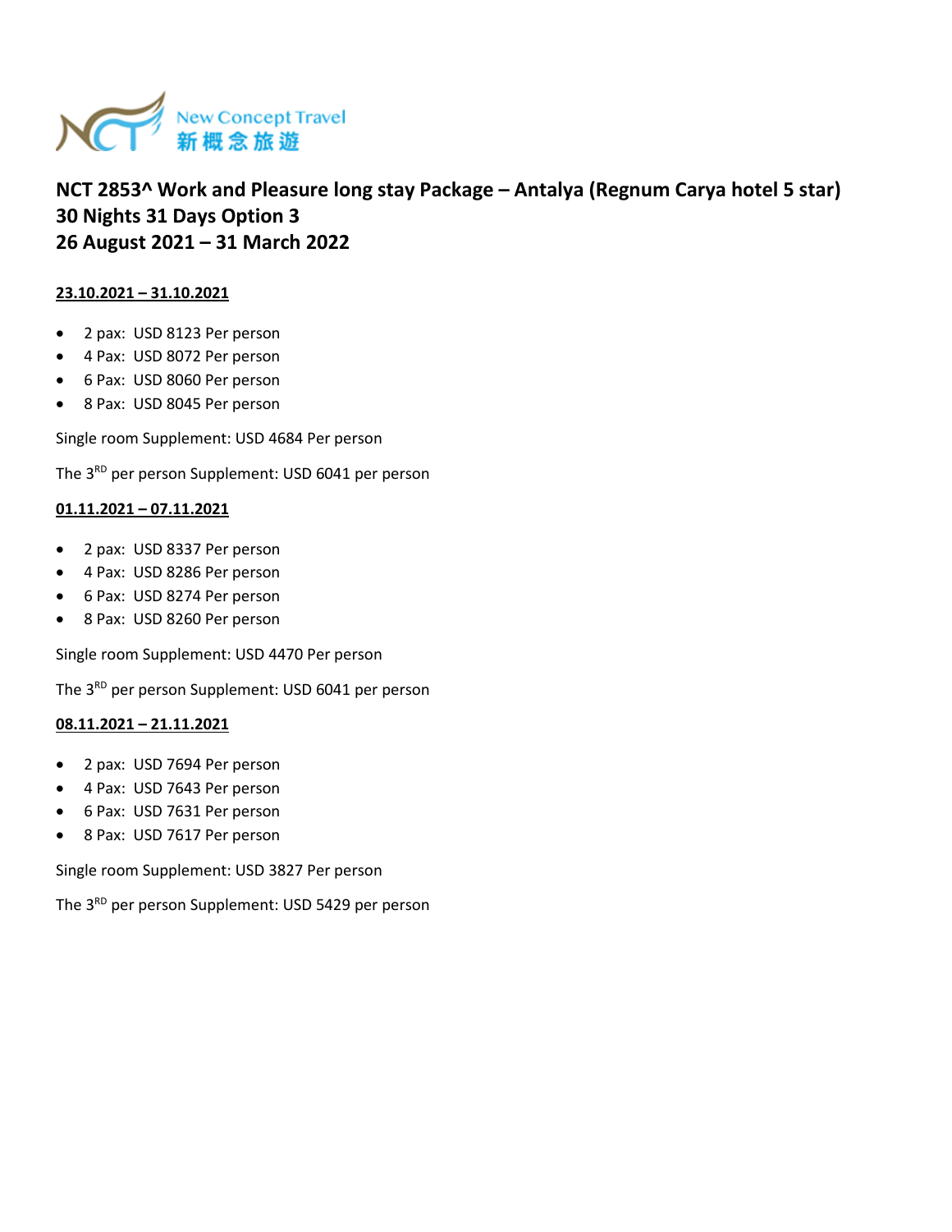New Concept Travel
新概念旅遊

## NCT 2853^ Work and Pleasure long stay Package – Antalya (Regnum Carya hotel 5 star)
## 30 Nights 31 Days Option 3
## 26 August 2021 – 31 March 2022

**23.10.2021 – 31.10.2021**

- 2 pax: USD 8123 Per person
- 4 Pax: USD 8072 Per person
- 6 Pax: USD 8060 Per person
- 8 Pax: USD 8045 Per person

Single room Supplement: USD 4684 Per person

The 3RD per person Supplement: USD 6041 per person

**01.11.2021 – 07.11.2021**

- 2 pax: USD 8337 Per person
- 4 Pax: USD 8286 Per person
- 6 Pax: USD 8274 Per person
- 8 Pax: USD 8260 Per person

Single room Supplement: USD 4470 Per person

The 3RD per person Supplement: USD 6041 per person

**08.11.2021 – 21.11.2021**

- 2 pax: USD 7694 Per person
- 4 Pax: USD 7643 Per person
- 6 Pax: USD 7631 Per person
- 8 Pax: USD 7617 Per person

Single room Supplement: USD 3827 Per person

The 3RD per person Supplement: USD 5429 per person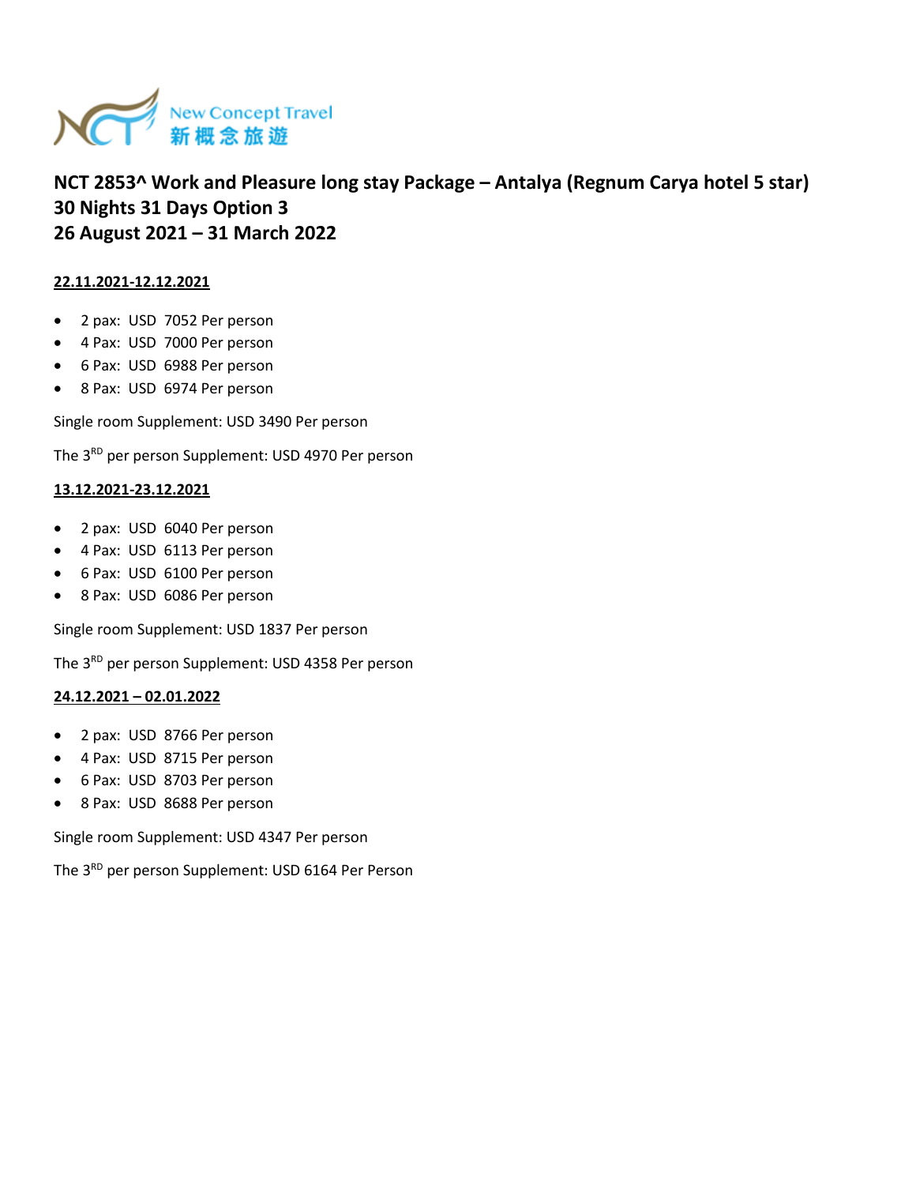New Concept Travel
新概念旅遊

## NCT 2853^ Work and Pleasure long stay Package – Antalya (Regnum Carya hotel 5 star)
## 30 Nights 31 Days Option 3
## 26 August 2021 – 31 March 2022

**22.11.2021-12.12.2021**

- 2 pax: USD 7052 Per person
- 4 Pax: USD 7000 Per person
- 6 Pax: USD 6988 Per person
- 8 Pax: USD 6974 Per person

Single room Supplement: USD 3490 Per person

The 3RD per person Supplement: USD 4970 Per person

**13.12.2021-23.12.2021**

- 2 pax: USD 6040 Per person
- 4 Pax: USD 6113 Per person
- 6 Pax: USD 6100 Per person
- 8 Pax: USD 6086 Per person

Single room Supplement: USD 1837 Per person

The 3RD per person Supplement: USD 4358 Per person

**24.12.2021 – 02.01.2022**

- 2 pax: USD 8766 Per person
- 4 Pax: USD 8715 Per person
- 6 Pax: USD 8703 Per person
- 8 Pax: USD 8688 Per person

Single room Supplement: USD 4347 Per person

The 3RD per person Supplement: USD 6164 Per Person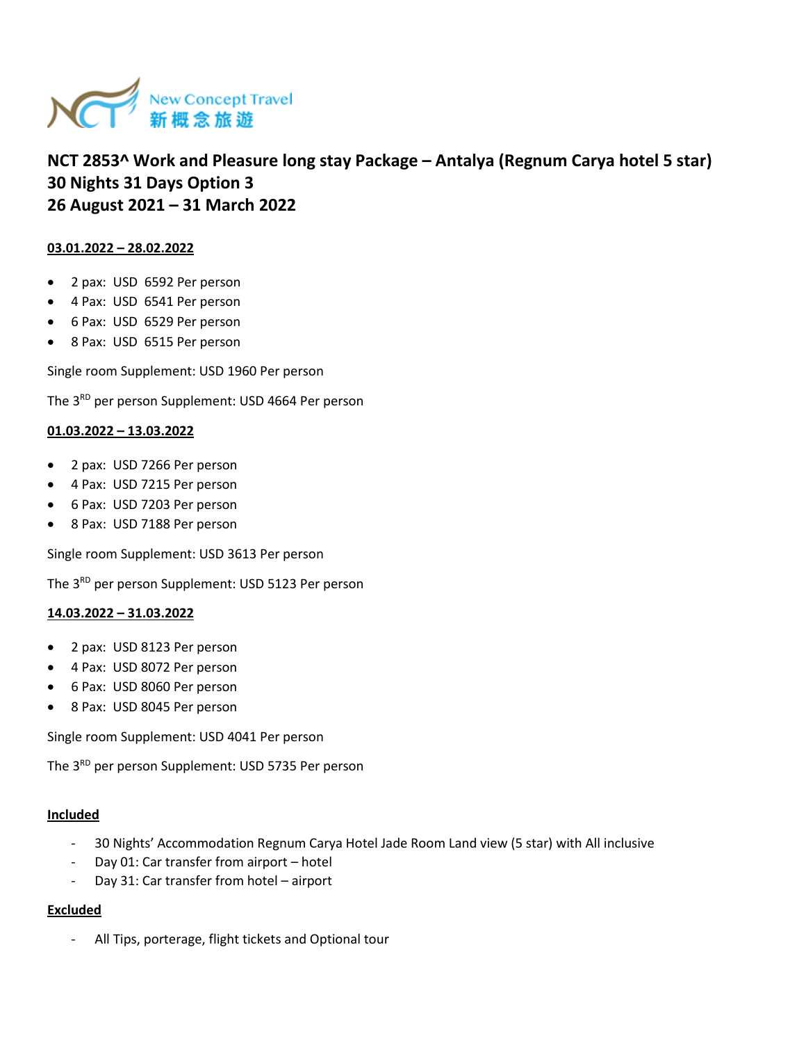New Concept Travel
新概念旅遊

# NCT 2853^ Work and Pleasure long stay Package – Antalya (Regnum Carya hotel 5 star)
# 30 Nights 31 Days Option 3
# 26 August 2021 – 31 March 2022

**03.01.2022 – 28.02.2022**

- 2 pax: USD 6592 Per person
- 4 Pax: USD 6541 Per person
- 6 Pax: USD 6529 Per person
- 8 Pax: USD 6515 Per person

Single room Supplement: USD 1960 Per person

The 3RD per person Supplement: USD 4664 Per person

**01.03.2022 – 13.03.2022**

- 2 pax: USD 7266 Per person
- 4 Pax: USD 7215 Per person
- 6 Pax: USD 7203 Per person
- 8 Pax: USD 7188 Per person

Single room Supplement: USD 3613 Per person

The 3RD per person Supplement: USD 5123 Per person

**14.03.2022 – 31.03.2022**

- 2 pax: USD 8123 Per person
- 4 Pax: USD 8072 Per person
- 6 Pax: USD 8060 Per person
- 8 Pax: USD 8045 Per person

Single room Supplement: USD 4041 Per person

The 3RD per person Supplement: USD 5735 Per person

**Included**

- 30 Nights' Accommodation Regnum Carya Hotel Jade Room Land view (5 star) with All inclusive
- Day 01: Car transfer from airport – hotel
- Day 31: Car transfer from hotel – airport

**Excluded**

- All Tips, porterage, flight tickets and Optional tour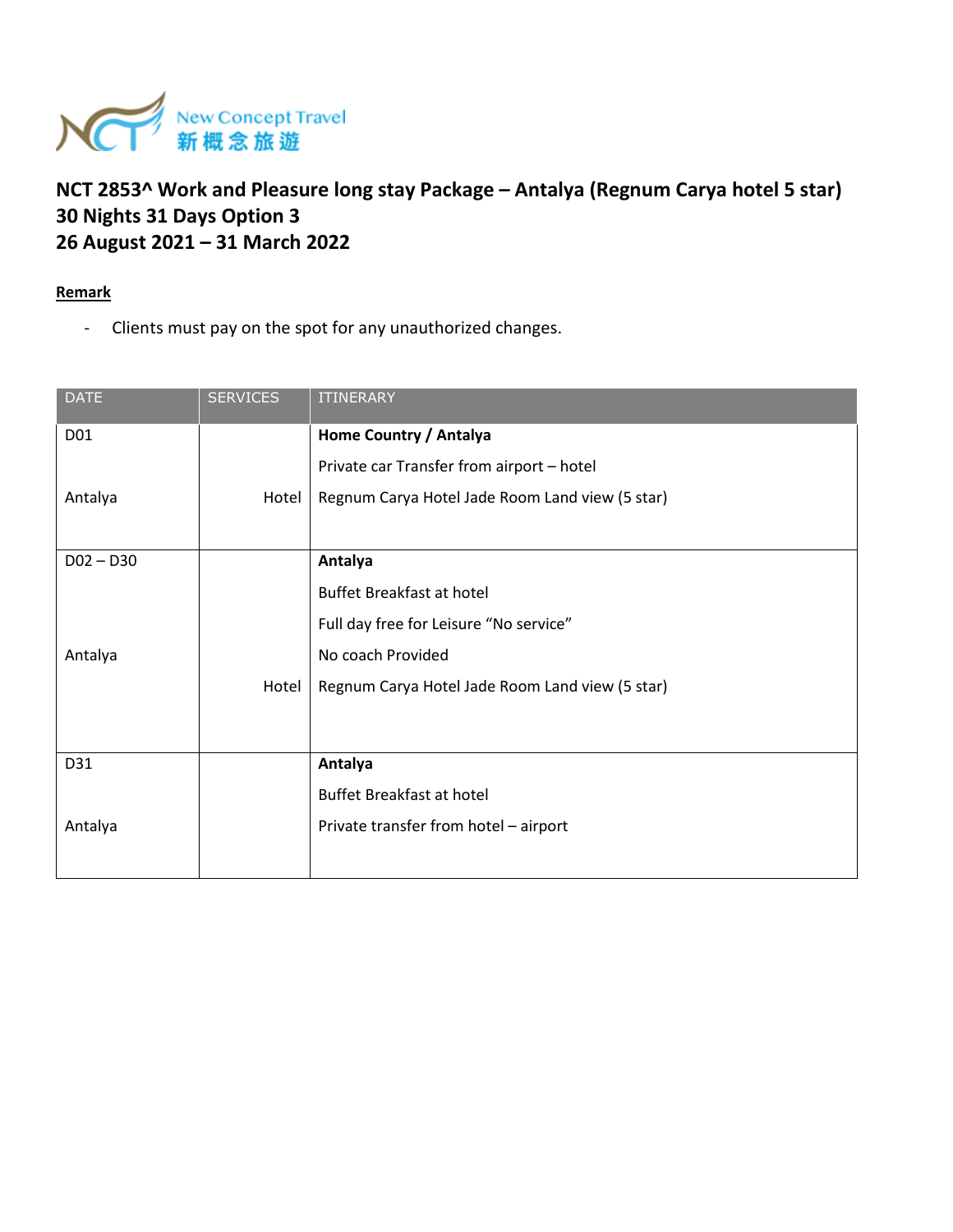New Concept Travel
新概念旅遊

## NCT 2853^ Work and Pleasure long stay Package – Antalya (Regnum Carya hotel 5 star)
## 30 Nights 31 Days Option 3
## 26 August 2021 – 31 March 2022

**Remark**

- Clients must pay on the spot for any unauthorized changes.

| DATE | SERVICES | ITINERARY |
|---|---|---|
| D01<br><br>Antalya | <br><br>Hotel | **Home Country / Antalya**<br>Private car Transfer from airport – hotel<br>Regnum Carya Hotel Jade Room Land view (5 star) |
| D02 – D30<br><br><br>Antalya | <br><br><br><br>Hotel | **Antalya**<br>Buffet Breakfast at hotel<br>Full day free for Leisure "No service"<br>No coach Provided<br>Regnum Carya Hotel Jade Room Land view (5 star) |
| D31<br><br>Antalya | | **Antalya**<br>Buffet Breakfast at hotel<br>Private transfer from hotel – airport |